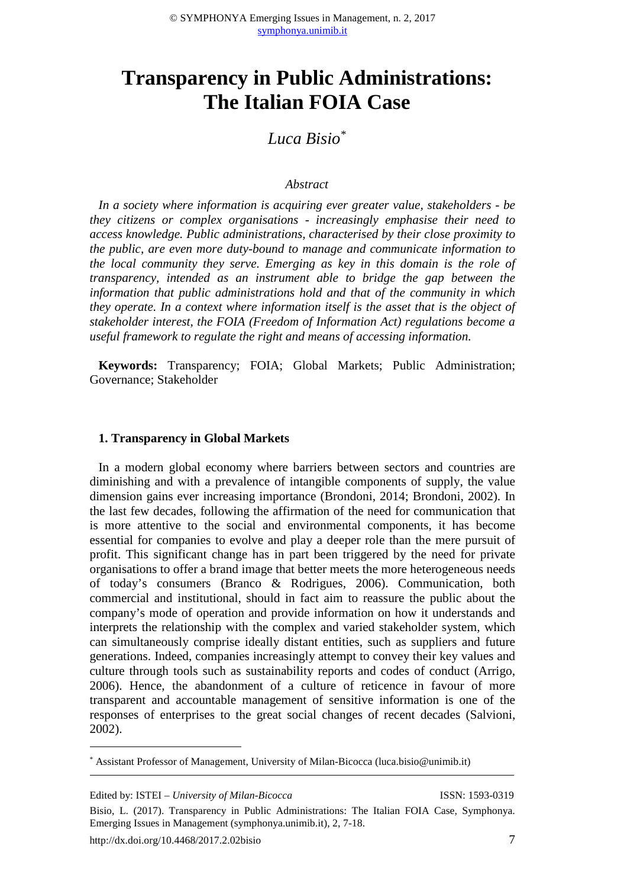# Transparency in Public Administrations: The Italian FOIA Case

*Luca Bisio*[*]

*Abstract*

*In a society where information is acquiring ever greater value, stakeholders - be they citizens or complex organisations - increasingly emphasise their need to access knowledge. Public administrations, characterised by their close proximity to the public, are even more duty-bound to manage and communicate information to the local community they serve. Emerging as key in this domain is the role of transparency, intended as an instrument able to bridge the gap between the information that public administrations hold and that of the community in which they operate. In a context where information itself is the asset that is the object of stakeholder interest, the FOIA (Freedom of Information Act) regulations become a useful framework to regulate the right and means of accessing information.*

**Keywords:** Transparency; FOIA; Global Markets; Public Administration; Governance; Stakeholder

## 1. Transparency in Global Markets

In a modern global economy where barriers between sectors and countries are diminishing and with a prevalence of intangible components of supply, the value dimension gains ever increasing importance (Brondoni, 2014; Brondoni, 2002). In the last few decades, following the affirmation of the need for communication that is more attentive to the social and environmental components, it has become essential for companies to evolve and play a deeper role than the mere pursuit of profit. This significant change has in part been triggered by the need for private organisations to offer a brand image that better meets the more heterogeneous needs of today's consumers (Branco & Rodrigues, 2006). Communication, both commercial and institutional, should in fact aim to reassure the public about the company's mode of operation and provide information on how it understands and interprets the relationship with the complex and varied stakeholder system, which can simultaneously comprise ideally distant entities, such as suppliers and future generations. Indeed, companies increasingly attempt to convey their key values and culture through tools such as sustainability reports and codes of conduct (Arrigo, 2006). Hence, the abandonment of a culture of reticence in favour of more transparent and accountable management of sensitive information is one of the responses of enterprises to the great social changes of recent decades (Salvioni, 2002).

[*] Assistant Professor of Management, University of Milan-Bicocca (luca.bisio@unimib.it)

Edited by: ISTEI – *University of Milan-Bicocca* ISSN: 1593-0319

Bisio, L. (2017). Transparency in Public Administrations: The Italian FOIA Case, Symphonya. Emerging Issues in Management (symphonya.unimib.it), 2, 7-18.

http://dx.doi.org/10.4468/2017.2.02bisio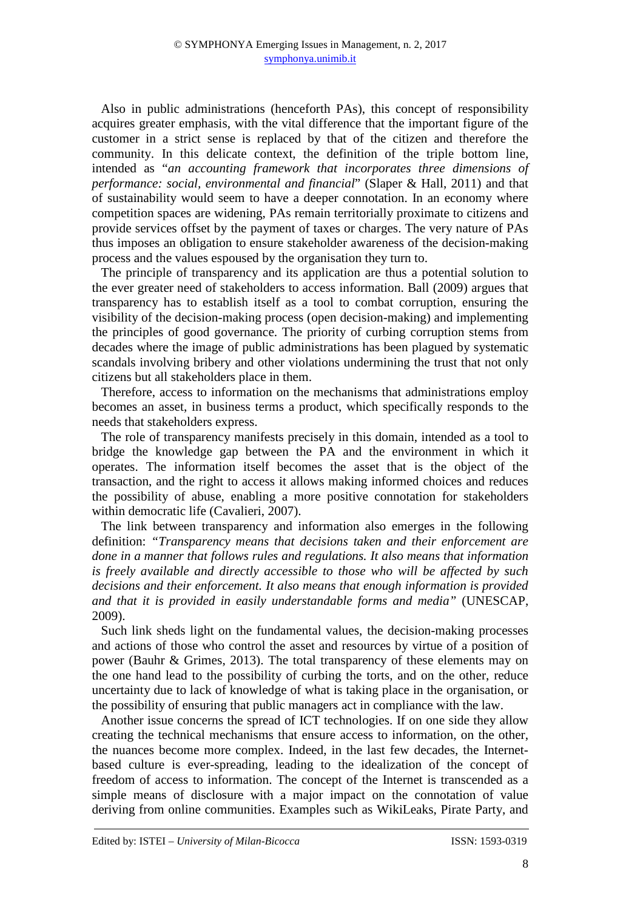Also in public administrations (henceforth PAs), this concept of responsibility acquires greater emphasis, with the vital difference that the important figure of the customer in a strict sense is replaced by that of the citizen and therefore the community. In this delicate context, the definition of the triple bottom line, intended as "*an accounting framework that incorporates three dimensions of performance: social, environmental and financial*" (Slaper & Hall, 2011) and that of sustainability would seem to have a deeper connotation. In an economy where competition spaces are widening, PAs remain territorially proximate to citizens and provide services offset by the payment of taxes or charges. The very nature of PAs thus imposes an obligation to ensure stakeholder awareness of the decision-making process and the values espoused by the organisation they turn to.

The principle of transparency and its application are thus a potential solution to the ever greater need of stakeholders to access information. Ball (2009) argues that transparency has to establish itself as a tool to combat corruption, ensuring the visibility of the decision-making process (open decision-making) and implementing the principles of good governance. The priority of curbing corruption stems from decades where the image of public administrations has been plagued by systematic scandals involving bribery and other violations undermining the trust that not only citizens but all stakeholders place in them.

Therefore, access to information on the mechanisms that administrations employ becomes an asset, in business terms a product, which specifically responds to the needs that stakeholders express.

The role of transparency manifests precisely in this domain, intended as a tool to bridge the knowledge gap between the PA and the environment in which it operates. The information itself becomes the asset that is the object of the transaction, and the right to access it allows making informed choices and reduces the possibility of abuse, enabling a more positive connotation for stakeholders within democratic life (Cavalieri, 2007).

The link between transparency and information also emerges in the following definition: *"Transparency means that decisions taken and their enforcement are done in a manner that follows rules and regulations. It also means that information is freely available and directly accessible to those who will be affected by such decisions and their enforcement. It also means that enough information is provided and that it is provided in easily understandable forms and media"* (UNESCAP, 2009).

Such link sheds light on the fundamental values, the decision-making processes and actions of those who control the asset and resources by virtue of a position of power (Bauhr & Grimes, 2013). The total transparency of these elements may on the one hand lead to the possibility of curbing the torts, and on the other, reduce uncertainty due to lack of knowledge of what is taking place in the organisation, or the possibility of ensuring that public managers act in compliance with the law.

Another issue concerns the spread of ICT technologies. If on one side they allow creating the technical mechanisms that ensure access to information, on the other, the nuances become more complex. Indeed, in the last few decades, the Internet-based culture is ever-spreading, leading to the idealization of the concept of freedom of access to information. The concept of the Internet is transcended as a simple means of disclosure with a major impact on the connotation of value deriving from online communities. Examples such as WikiLeaks, Pirate Party, and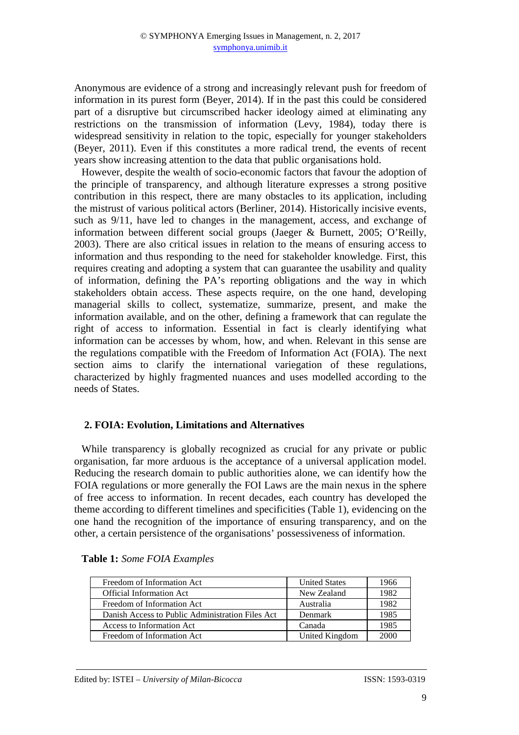Anonymous are evidence of a strong and increasingly relevant push for freedom of information in its purest form (Beyer, 2014). If in the past this could be considered part of a disruptive but circumscribed hacker ideology aimed at eliminating any restrictions on the transmission of information (Levy, 1984), today there is widespread sensitivity in relation to the topic, especially for younger stakeholders (Beyer, 2011). Even if this constitutes a more radical trend, the events of recent years show increasing attention to the data that public organisations hold.

However, despite the wealth of socio-economic factors that favour the adoption of the principle of transparency, and although literature expresses a strong positive contribution in this respect, there are many obstacles to its application, including the mistrust of various political actors (Berliner, 2014). Historically incisive events, such as 9/11, have led to changes in the management, access, and exchange of information between different social groups (Jaeger & Burnett, 2005; O'Reilly, 2003). There are also critical issues in relation to the means of ensuring access to information and thus responding to the need for stakeholder knowledge. First, this requires creating and adopting a system that can guarantee the usability and quality of information, defining the PA's reporting obligations and the way in which stakeholders obtain access. These aspects require, on the one hand, developing managerial skills to collect, systematize, summarize, present, and make the information available, and on the other, defining a framework that can regulate the right of access to information. Essential in fact is clearly identifying what information can be accesses by whom, how, and when. Relevant in this sense are the regulations compatible with the Freedom of Information Act (FOIA). The next section aims to clarify the international variegation of these regulations, characterized by highly fragmented nuances and uses modelled according to the needs of States.

## 2. FOIA: Evolution, Limitations and Alternatives

While transparency is globally recognized as crucial for any private or public organisation, far more arduous is the acceptance of a universal application model. Reducing the research domain to public authorities alone, we can identify how the FOIA regulations or more generally the FOI Laws are the main nexus in the sphere of free access to information. In recent decades, each country has developed the theme according to different timelines and specificities (Table 1), evidencing on the one hand the recognition of the importance of ensuring transparency, and on the other, a certain persistence of the organisations' possessiveness of information.

**Table 1:** *Some FOIA Examples*

| | | |
|---|---|---|
| Freedom of Information Act | United States | 1966 |
| Official Information Act | New Zealand | 1982 |
| Freedom of Information Act | Australia | 1982 |
| Danish Access to Public Administration Files Act | Denmark | 1985 |
| Access to Information Act | Canada | 1985 |
| Freedom of Information Act | United Kingdom | 2000 |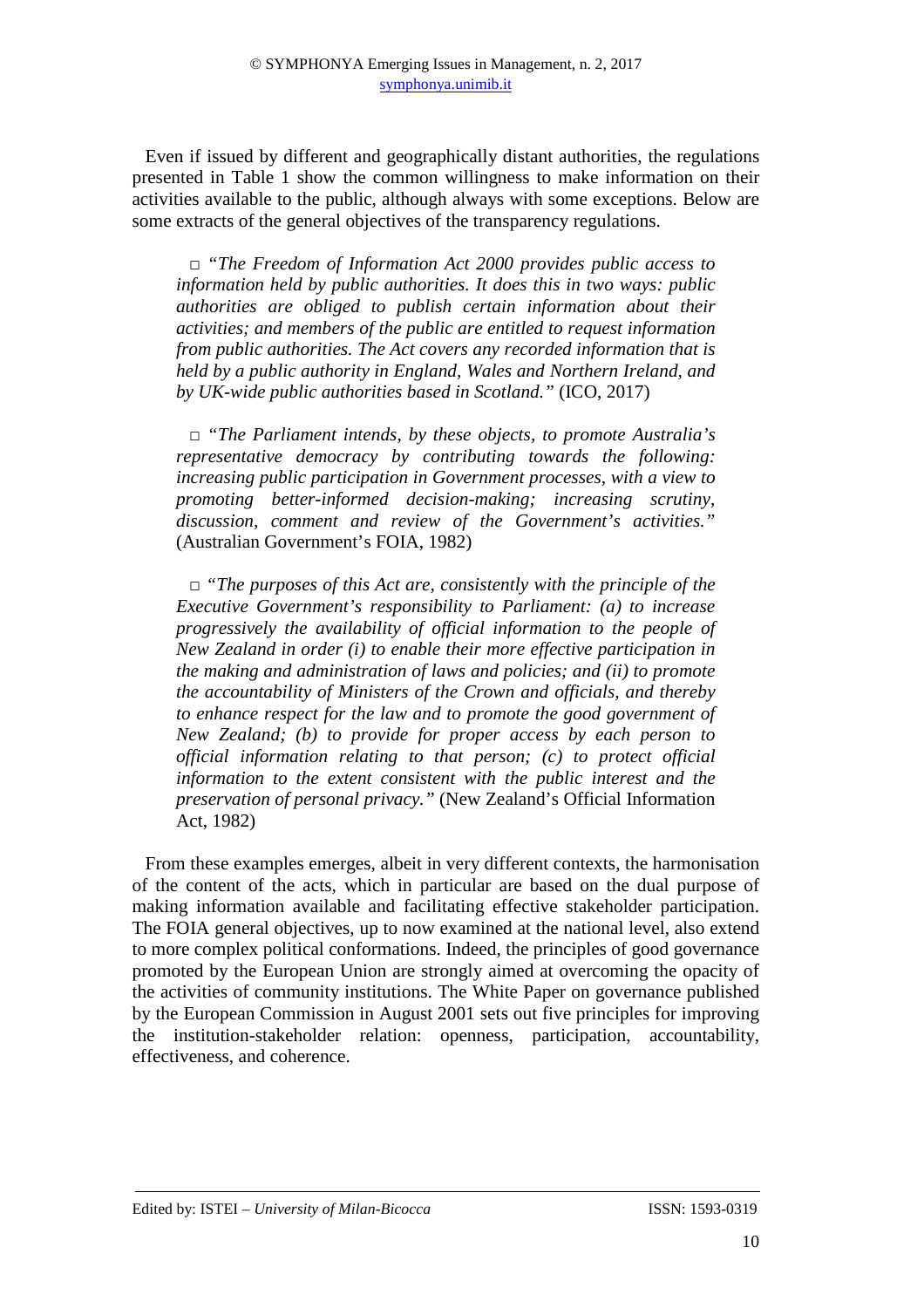Even if issued by different and geographically distant authorities, the regulations presented in Table 1 show the common willingness to make information on their activities available to the public, although always with some exceptions. Below are some extracts of the general objectives of the transparency regulations.

- *"The Freedom of Information Act 2000 provides public access to information held by public authorities. It does this in two ways: public authorities are obliged to publish certain information about their activities; and members of the public are entitled to request information from public authorities. The Act covers any recorded information that is held by a public authority in England, Wales and Northern Ireland, and by UK-wide public authorities based in Scotland."* (ICO, 2017)

- *"The Parliament intends, by these objects, to promote Australia's representative democracy by contributing towards the following: increasing public participation in Government processes, with a view to promoting better-informed decision-making; increasing scrutiny, discussion, comment and review of the Government's activities."* (Australian Government's FOIA, 1982)

- *"The purposes of this Act are, consistently with the principle of the Executive Government's responsibility to Parliament: (a) to increase progressively the availability of official information to the people of New Zealand in order (i) to enable their more effective participation in the making and administration of laws and policies; and (ii) to promote the accountability of Ministers of the Crown and officials, and thereby to enhance respect for the law and to promote the good government of New Zealand; (b) to provide for proper access by each person to official information relating to that person; (c) to protect official information to the extent consistent with the public interest and the preservation of personal privacy."* (New Zealand's Official Information Act, 1982)

From these examples emerges, albeit in very different contexts, the harmonisation of the content of the acts, which in particular are based on the dual purpose of making information available and facilitating effective stakeholder participation. The FOIA general objectives, up to now examined at the national level, also extend to more complex political conformations. Indeed, the principles of good governance promoted by the European Union are strongly aimed at overcoming the opacity of the activities of community institutions. The White Paper on governance published by the European Commission in August 2001 sets out five principles for improving the institution-stakeholder relation: openness, participation, accountability, effectiveness, and coherence.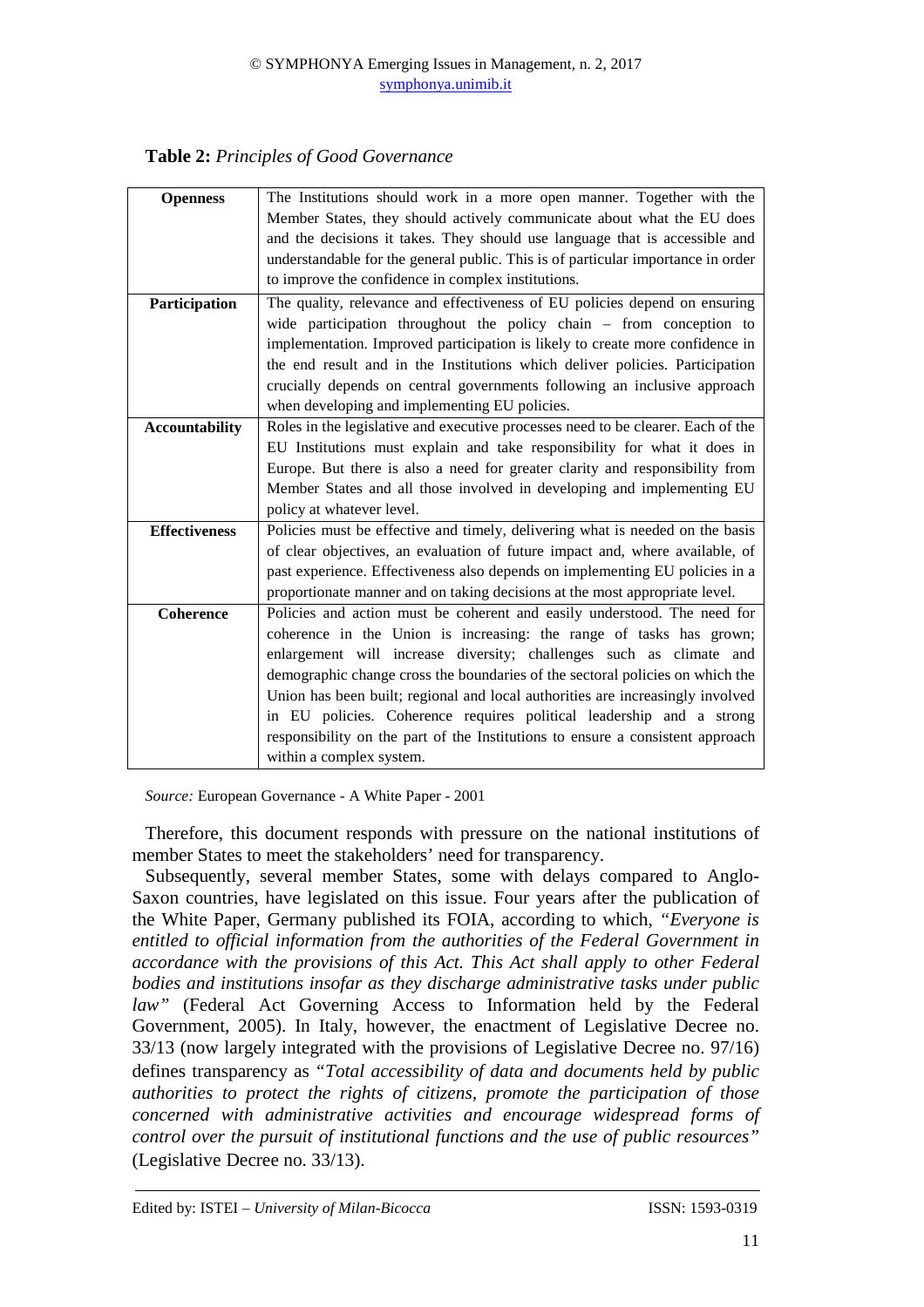**Table 2:** *Principles of Good Governance*

| | |
|---|---|
| **Openness** | The Institutions should work in a more open manner. Together with the Member States, they should actively communicate about what the EU does and the decisions it takes. They should use language that is accessible and understandable for the general public. This is of particular importance in order to improve the confidence in complex institutions. |
| **Participation** | The quality, relevance and effectiveness of EU policies depend on ensuring wide participation throughout the policy chain – from conception to implementation. Improved participation is likely to create more confidence in the end result and in the Institutions which deliver policies. Participation crucially depends on central governments following an inclusive approach when developing and implementing EU policies. |
| **Accountability** | Roles in the legislative and executive processes need to be clearer. Each of the EU Institutions must explain and take responsibility for what it does in Europe. But there is also a need for greater clarity and responsibility from Member States and all those involved in developing and implementing EU policy at whatever level. |
| **Effectiveness** | Policies must be effective and timely, delivering what is needed on the basis of clear objectives, an evaluation of future impact and, where available, of past experience. Effectiveness also depends on implementing EU policies in a proportionate manner and on taking decisions at the most appropriate level. |
| **Coherence** | Policies and action must be coherent and easily understood. The need for coherence in the Union is increasing: the range of tasks has grown; enlargement will increase diversity; challenges such as climate and demographic change cross the boundaries of the sectoral policies on which the Union has been built; regional and local authorities are increasingly involved in EU policies. Coherence requires political leadership and a strong responsibility on the part of the Institutions to ensure a consistent approach within a complex system. |

*Source:* European Governance - A White Paper - 2001

Therefore, this document responds with pressure on the national institutions of member States to meet the stakeholders' need for transparency.

Subsequently, several member States, some with delays compared to Anglo-Saxon countries, have legislated on this issue. Four years after the publication of the White Paper, Germany published its FOIA, according to which, *"Everyone is entitled to official information from the authorities of the Federal Government in accordance with the provisions of this Act. This Act shall apply to other Federal bodies and institutions insofar as they discharge administrative tasks under public law"* (Federal Act Governing Access to Information held by the Federal Government, 2005). In Italy, however, the enactment of Legislative Decree no. 33/13 (now largely integrated with the provisions of Legislative Decree no. 97/16) defines transparency as *"Total accessibility of data and documents held by public authorities to protect the rights of citizens, promote the participation of those concerned with administrative activities and encourage widespread forms of control over the pursuit of institutional functions and the use of public resources"* (Legislative Decree no. 33/13).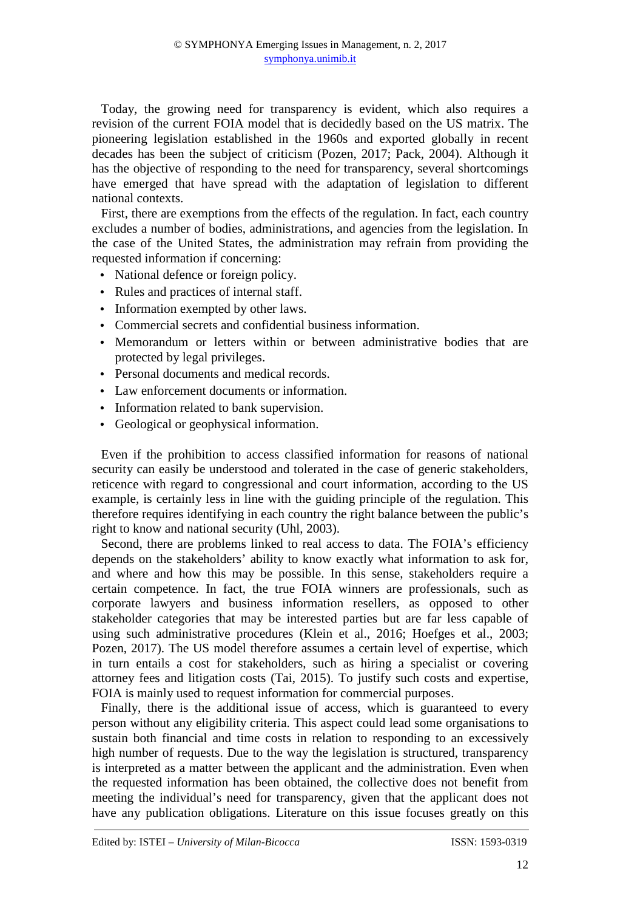Today, the growing need for transparency is evident, which also requires a revision of the current FOIA model that is decidedly based on the US matrix. The pioneering legislation established in the 1960s and exported globally in recent decades has been the subject of criticism (Pozen, 2017; Pack, 2004). Although it has the objective of responding to the need for transparency, several shortcomings have emerged that have spread with the adaptation of legislation to different national contexts.

First, there are exemptions from the effects of the regulation. In fact, each country excludes a number of bodies, administrations, and agencies from the legislation. In the case of the United States, the administration may refrain from providing the requested information if concerning:

- National defence or foreign policy.
- Rules and practices of internal staff.
- Information exempted by other laws.
- Commercial secrets and confidential business information.
- Memorandum or letters within or between administrative bodies that are protected by legal privileges.
- Personal documents and medical records.
- Law enforcement documents or information.
- Information related to bank supervision.
- Geological or geophysical information.

Even if the prohibition to access classified information for reasons of national security can easily be understood and tolerated in the case of generic stakeholders, reticence with regard to congressional and court information, according to the US example, is certainly less in line with the guiding principle of the regulation. This therefore requires identifying in each country the right balance between the public's right to know and national security (Uhl, 2003).

Second, there are problems linked to real access to data. The FOIA's efficiency depends on the stakeholders' ability to know exactly what information to ask for, and where and how this may be possible. In this sense, stakeholders require a certain competence. In fact, the true FOIA winners are professionals, such as corporate lawyers and business information resellers, as opposed to other stakeholder categories that may be interested parties but are far less capable of using such administrative procedures (Klein et al., 2016; Hoefges et al., 2003; Pozen, 2017). The US model therefore assumes a certain level of expertise, which in turn entails a cost for stakeholders, such as hiring a specialist or covering attorney fees and litigation costs (Tai, 2015). To justify such costs and expertise, FOIA is mainly used to request information for commercial purposes.

Finally, there is the additional issue of access, which is guaranteed to every person without any eligibility criteria. This aspect could lead some organisations to sustain both financial and time costs in relation to responding to an excessively high number of requests. Due to the way the legislation is structured, transparency is interpreted as a matter between the applicant and the administration. Even when the requested information has been obtained, the collective does not benefit from meeting the individual's need for transparency, given that the applicant does not have any publication obligations. Literature on this issue focuses greatly on this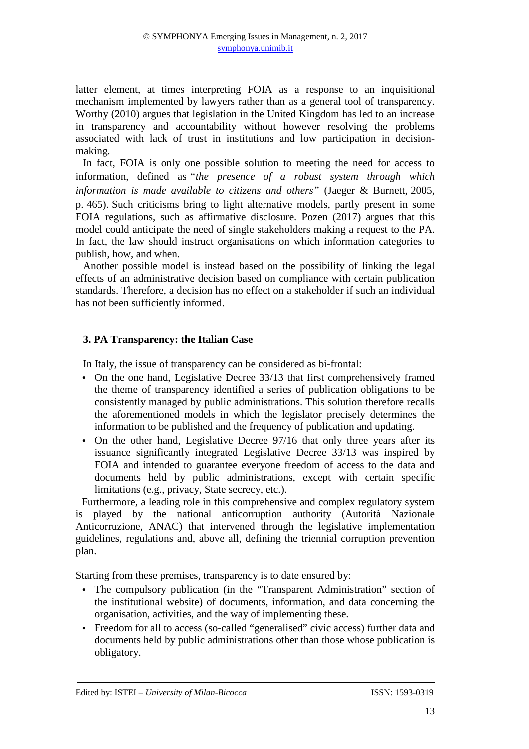latter element, at times interpreting FOIA as a response to an inquisitional mechanism implemented by lawyers rather than as a general tool of transparency. Worthy (2010) argues that legislation in the United Kingdom has led to an increase in transparency and accountability without however resolving the problems associated with lack of trust in institutions and low participation in decision-making.

In fact, FOIA is only one possible solution to meeting the need for access to information, defined as "*the presence of a robust system through which information is made available to citizens and others"* (Jaeger & Burnett, 2005, p. 465). Such criticisms bring to light alternative models, partly present in some FOIA regulations, such as affirmative disclosure. Pozen (2017) argues that this model could anticipate the need of single stakeholders making a request to the PA. In fact, the law should instruct organisations on which information categories to publish, how, and when.

Another possible model is instead based on the possibility of linking the legal effects of an administrative decision based on compliance with certain publication standards. Therefore, a decision has no effect on a stakeholder if such an individual has not been sufficiently informed.

## 3. PA Transparency: the Italian Case

In Italy, the issue of transparency can be considered as bi-frontal:

- On the one hand, Legislative Decree 33/13 that first comprehensively framed the theme of transparency identified a series of publication obligations to be consistently managed by public administrations. This solution therefore recalls the aforementioned models in which the legislator precisely determines the information to be published and the frequency of publication and updating.
- On the other hand, Legislative Decree 97/16 that only three years after its issuance significantly integrated Legislative Decree 33/13 was inspired by FOIA and intended to guarantee everyone freedom of access to the data and documents held by public administrations, except with certain specific limitations (e.g., privacy, State secrecy, etc.).

Furthermore, a leading role in this comprehensive and complex regulatory system is played by the national anticorruption authority (Autorità Nazionale Anticorruzione, ANAC) that intervened through the legislative implementation guidelines, regulations and, above all, defining the triennial corruption prevention plan.

Starting from these premises, transparency is to date ensured by:

- The compulsory publication (in the "Transparent Administration" section of the institutional website) of documents, information, and data concerning the organisation, activities, and the way of implementing these.
- Freedom for all to access (so-called "generalised" civic access) further data and documents held by public administrations other than those whose publication is obligatory.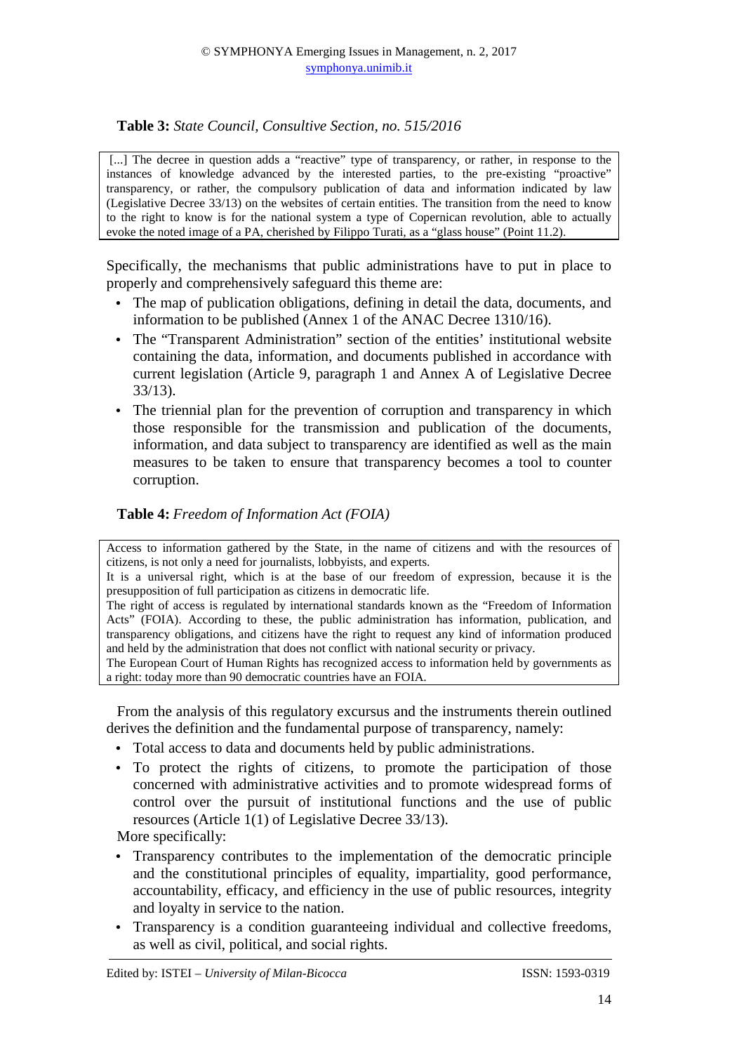**Table 3:** *State Council, Consultive Section, no. 515/2016*

| [...] The decree in question adds a "reactive" type of transparency, or rather, in response to the instances of knowledge advanced by the interested parties, to the pre-existing "proactive" transparency, or rather, the compulsory publication of data and information indicated by law (Legislative Decree 33/13) on the websites of certain entities. The transition from the need to know to the right to know is for the national system a type of Copernican revolution, able to actually evoke the noted image of a PA, cherished by Filippo Turati, as a "glass house" (Point 11.2). |
|---|

Specifically, the mechanisms that public administrations have to put in place to properly and comprehensively safeguard this theme are:

- The map of publication obligations, defining in detail the data, documents, and information to be published (Annex 1 of the ANAC Decree 1310/16).
- The "Transparent Administration" section of the entities' institutional website containing the data, information, and documents published in accordance with current legislation (Article 9, paragraph 1 and Annex A of Legislative Decree 33/13).
- The triennial plan for the prevention of corruption and transparency in which those responsible for the transmission and publication of the documents, information, and data subject to transparency are identified as well as the main measures to be taken to ensure that transparency becomes a tool to counter corruption.

**Table 4:** *Freedom of Information Act (FOIA)*

| Access to information gathered by the State, in the name of citizens and with the resources of citizens, is not only a need for journalists, lobbyists, and experts.<br>It is a universal right, which is at the base of our freedom of expression, because it is the presupposition of full participation as citizens in democratic life.<br>The right of access is regulated by international standards known as the "Freedom of Information Acts" (FOIA). According to these, the public administration has information, publication, and transparency obligations, and citizens have the right to request any kind of information produced and held by the administration that does not conflict with national security or privacy.<br>The European Court of Human Rights has recognized access to information held by governments as a right: today more than 90 democratic countries have an FOIA. |
|---|

From the analysis of this regulatory excursus and the instruments therein outlined derives the definition and the fundamental purpose of transparency, namely:

- Total access to data and documents held by public administrations.
- To protect the rights of citizens, to promote the participation of those concerned with administrative activities and to promote widespread forms of control over the pursuit of institutional functions and the use of public resources (Article 1(1) of Legislative Decree 33/13).

More specifically:

- Transparency contributes to the implementation of the democratic principle and the constitutional principles of equality, impartiality, good performance, accountability, efficacy, and efficiency in the use of public resources, integrity and loyalty in service to the nation.
- Transparency is a condition guaranteeing individual and collective freedoms, as well as civil, political, and social rights.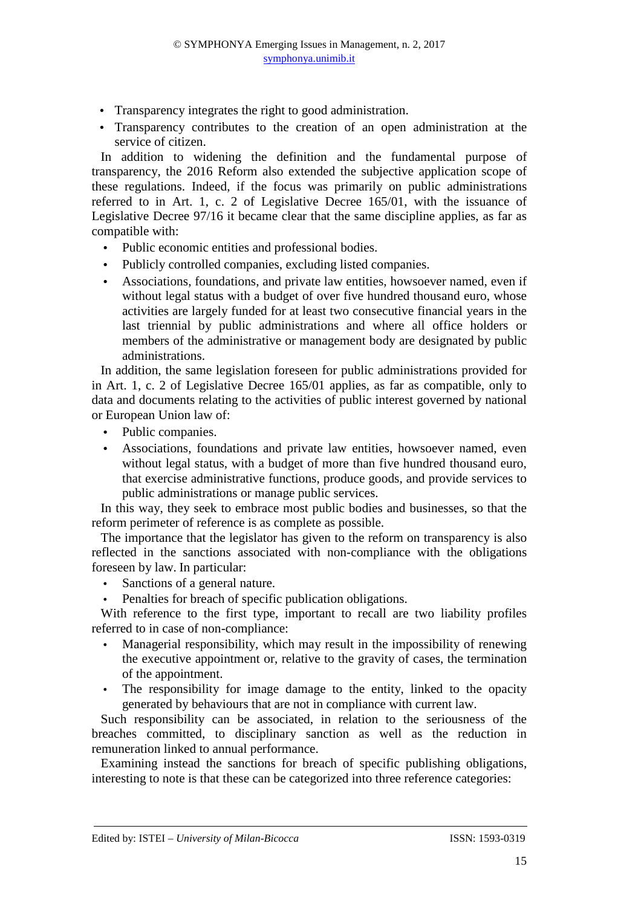- Transparency integrates the right to good administration.
- Transparency contributes to the creation of an open administration at the service of citizen.

In addition to widening the definition and the fundamental purpose of transparency, the 2016 Reform also extended the subjective application scope of these regulations. Indeed, if the focus was primarily on public administrations referred to in Art. 1, c. 2 of Legislative Decree 165/01, with the issuance of Legislative Decree 97/16 it became clear that the same discipline applies, as far as compatible with:

- Public economic entities and professional bodies.
- Publicly controlled companies, excluding listed companies.
- Associations, foundations, and private law entities, howsoever named, even if without legal status with a budget of over five hundred thousand euro, whose activities are largely funded for at least two consecutive financial years in the last triennial by public administrations and where all office holders or members of the administrative or management body are designated by public administrations.

In addition, the same legislation foreseen for public administrations provided for in Art. 1, c. 2 of Legislative Decree 165/01 applies, as far as compatible, only to data and documents relating to the activities of public interest governed by national or European Union law of:

- Public companies.
- Associations, foundations and private law entities, howsoever named, even without legal status, with a budget of more than five hundred thousand euro, that exercise administrative functions, produce goods, and provide services to public administrations or manage public services.

In this way, they seek to embrace most public bodies and businesses, so that the reform perimeter of reference is as complete as possible.

The importance that the legislator has given to the reform on transparency is also reflected in the sanctions associated with non-compliance with the obligations foreseen by law. In particular:

- Sanctions of a general nature.
- Penalties for breach of specific publication obligations.

With reference to the first type, important to recall are two liability profiles referred to in case of non-compliance:

- Managerial responsibility, which may result in the impossibility of renewing the executive appointment or, relative to the gravity of cases, the termination of the appointment.
- The responsibility for image damage to the entity, linked to the opacity generated by behaviours that are not in compliance with current law.

Such responsibility can be associated, in relation to the seriousness of the breaches committed, to disciplinary sanction as well as the reduction in remuneration linked to annual performance.

Examining instead the sanctions for breach of specific publishing obligations, interesting to note is that these can be categorized into three reference categories: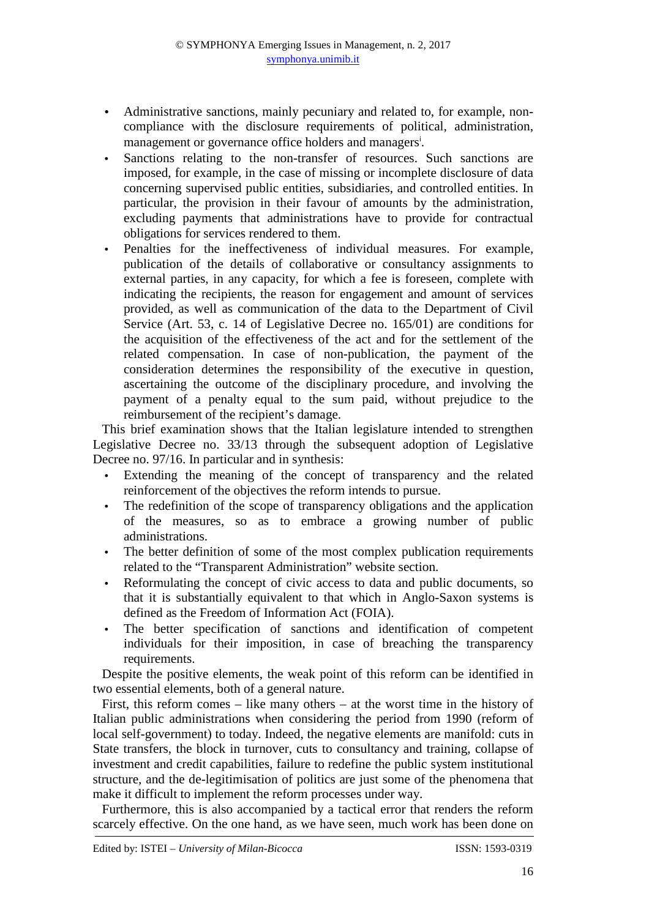- Administrative sanctions, mainly pecuniary and related to, for example, non-compliance with the disclosure requirements of political, administration, management or governance office holders and managers[i].
- Sanctions relating to the non-transfer of resources. Such sanctions are imposed, for example, in the case of missing or incomplete disclosure of data concerning supervised public entities, subsidiaries, and controlled entities. In particular, the provision in their favour of amounts by the administration, excluding payments that administrations have to provide for contractual obligations for services rendered to them.
- Penalties for the ineffectiveness of individual measures. For example, publication of the details of collaborative or consultancy assignments to external parties, in any capacity, for which a fee is foreseen, complete with indicating the recipients, the reason for engagement and amount of services provided, as well as communication of the data to the Department of Civil Service (Art. 53, c. 14 of Legislative Decree no. 165/01) are conditions for the acquisition of the effectiveness of the act and for the settlement of the related compensation. In case of non-publication, the payment of the consideration determines the responsibility of the executive in question, ascertaining the outcome of the disciplinary procedure, and involving the payment of a penalty equal to the sum paid, without prejudice to the reimbursement of the recipient's damage.

This brief examination shows that the Italian legislature intended to strengthen Legislative Decree no. 33/13 through the subsequent adoption of Legislative Decree no. 97/16. In particular and in synthesis:

- Extending the meaning of the concept of transparency and the related reinforcement of the objectives the reform intends to pursue.
- The redefinition of the scope of transparency obligations and the application of the measures, so as to embrace a growing number of public administrations.
- The better definition of some of the most complex publication requirements related to the "Transparent Administration" website section.
- Reformulating the concept of civic access to data and public documents, so that it is substantially equivalent to that which in Anglo-Saxon systems is defined as the Freedom of Information Act (FOIA).
- The better specification of sanctions and identification of competent individuals for their imposition, in case of breaching the transparency requirements.

Despite the positive elements, the weak point of this reform can be identified in two essential elements, both of a general nature.

First, this reform comes – like many others – at the worst time in the history of Italian public administrations when considering the period from 1990 (reform of local self-government) to today. Indeed, the negative elements are manifold: cuts in State transfers, the block in turnover, cuts to consultancy and training, collapse of investment and credit capabilities, failure to redefine the public system institutional structure, and the de-legitimisation of politics are just some of the phenomena that make it difficult to implement the reform processes under way.

Furthermore, this is also accompanied by a tactical error that renders the reform scarcely effective. On the one hand, as we have seen, much work has been done on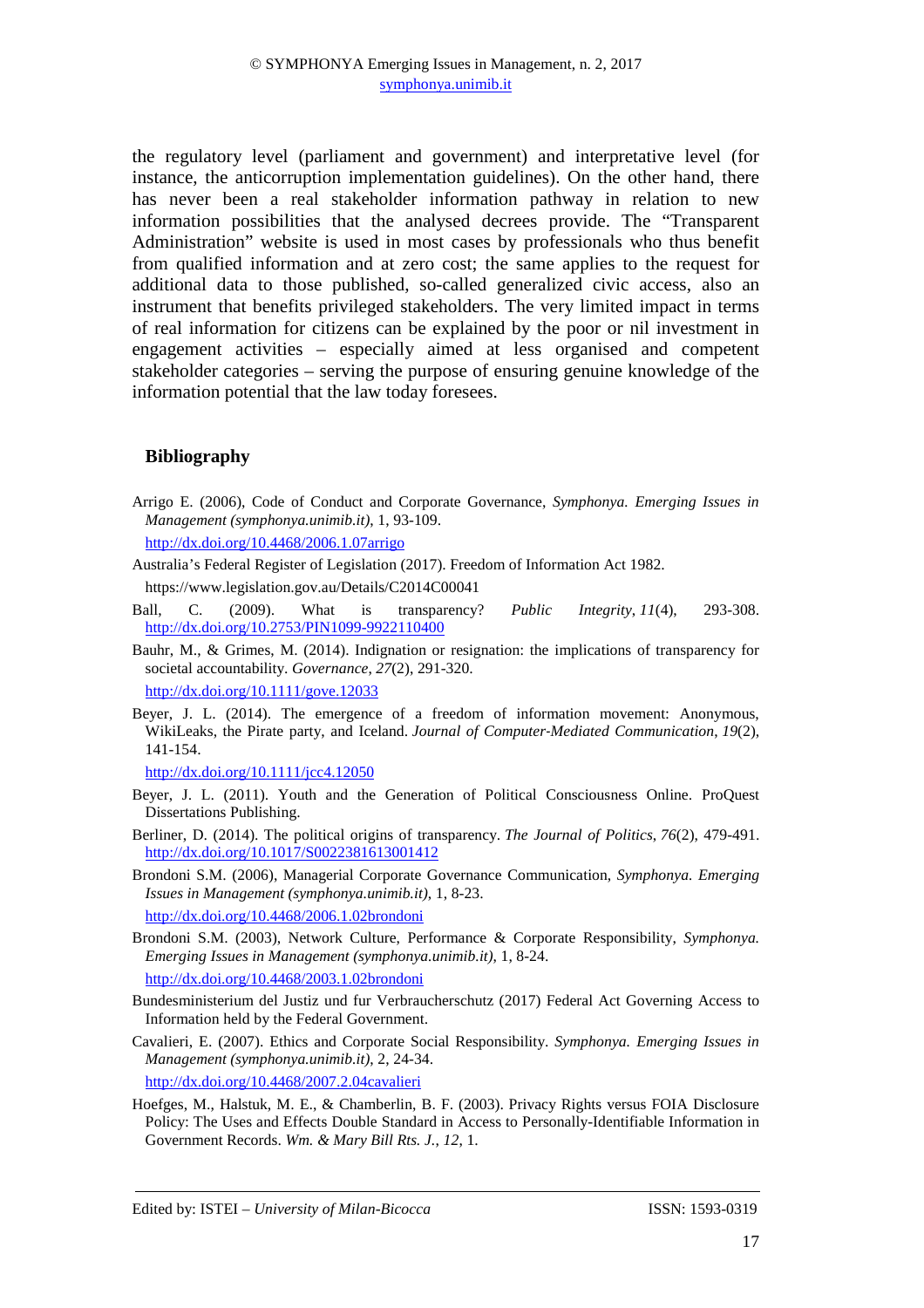the regulatory level (parliament and government) and interpretative level (for instance, the anticorruption implementation guidelines). On the other hand, there has never been a real stakeholder information pathway in relation to new information possibilities that the analysed decrees provide. The "Transparent Administration" website is used in most cases by professionals who thus benefit from qualified information and at zero cost; the same applies to the request for additional data to those published, so-called generalized civic access, also an instrument that benefits privileged stakeholders. The very limited impact in terms of real information for citizens can be explained by the poor or nil investment in engagement activities – especially aimed at less organised and competent stakeholder categories – serving the purpose of ensuring genuine knowledge of the information potential that the law today foresees.

## Bibliography

Arrigo E. (2006), Code of Conduct and Corporate Governance, *Symphonya. Emerging Issues in Management (symphonya.unimib.it)*, 1, 93-109.
http://dx.doi.org/10.4468/2006.1.07arrigo

Australia's Federal Register of Legislation (2017). Freedom of Information Act 1982.
https://www.legislation.gov.au/Details/C2014C00041

Ball, C. (2009). What is transparency? *Public Integrity*, *11*(4), 293-308. http://dx.doi.org/10.2753/PIN1099-9922110400

Bauhr, M., & Grimes, M. (2014). Indignation or resignation: the implications of transparency for societal accountability. *Governance*, *27*(2), 291-320.
http://dx.doi.org/10.1111/gove.12033

Beyer, J. L. (2014). The emergence of a freedom of information movement: Anonymous, WikiLeaks, the Pirate party, and Iceland. *Journal of Computer‐Mediated Communication*, *19*(2), 141-154.
http://dx.doi.org/10.1111/jcc4.12050

Beyer, J. L. (2011). Youth and the Generation of Political Consciousness Online. ProQuest Dissertations Publishing.

Berliner, D. (2014). The political origins of transparency. *The Journal of Politics*, *76*(2), 479-491. http://dx.doi.org/10.1017/S0022381613001412

Brondoni S.M. (2006), Managerial Corporate Governance Communication, *Symphonya. Emerging Issues in Management (symphonya.unimib.it)*, 1, 8-23.
http://dx.doi.org/10.4468/2006.1.02brondoni

Brondoni S.M. (2003), Network Culture, Performance & Corporate Responsibility, *Symphonya. Emerging Issues in Management (symphonya.unimib.it)*, 1, 8-24.
http://dx.doi.org/10.4468/2003.1.02brondoni

Bundesministerium del Justiz und fur Verbraucherschutz (2017) Federal Act Governing Access to Information held by the Federal Government.

Cavalieri, E. (2007). Ethics and Corporate Social Responsibility. *Symphonya. Emerging Issues in Management (symphonya.unimib.it)*, 2, 24-34.
http://dx.doi.org/10.4468/2007.2.04cavalieri

Hoefges, M., Halstuk, M. E., & Chamberlin, B. F. (2003). Privacy Rights versus FOIA Disclosure Policy: The Uses and Effects Double Standard in Access to Personally-Identifiable Information in Government Records. *Wm. & Mary Bill Rts. J.*, *12*, 1.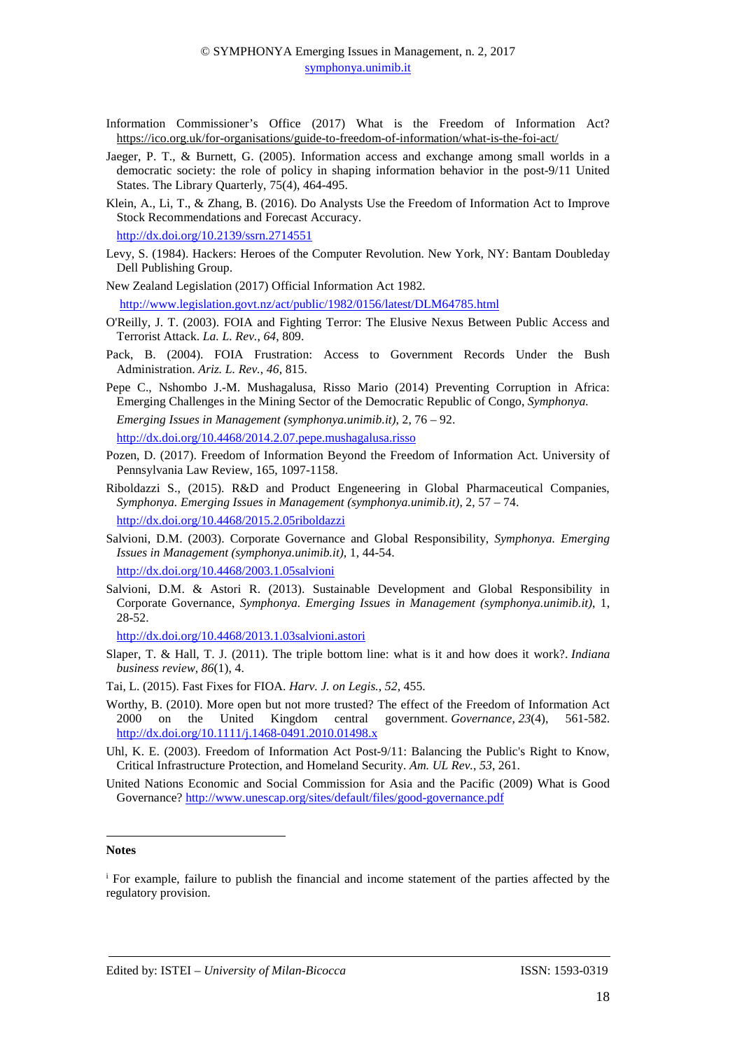Information Commissioner's Office (2017) What is the Freedom of Information Act? https://ico.org.uk/for-organisations/guide-to-freedom-of-information/what-is-the-foi-act/

Jaeger, P. T., & Burnett, G. (2005). Information access and exchange among small worlds in a democratic society: the role of policy in shaping information behavior in the post-9/11 United States. The Library Quarterly, 75(4), 464-495.

Klein, A., Li, T., & Zhang, B. (2016). Do Analysts Use the Freedom of Information Act to Improve Stock Recommendations and Forecast Accuracy.

http://dx.doi.org/10.2139/ssrn.2714551

Levy, S. (1984). Hackers: Heroes of the Computer Revolution. New York, NY: Bantam Doubleday Dell Publishing Group.

New Zealand Legislation (2017) Official Information Act 1982.

http://www.legislation.govt.nz/act/public/1982/0156/latest/DLM64785.html

O'Reilly, J. T. (2003). FOIA and Fighting Terror: The Elusive Nexus Between Public Access and Terrorist Attack. *La. L. Rev.*, *64*, 809.

Pack, B. (2004). FOIA Frustration: Access to Government Records Under the Bush Administration. *Ariz. L. Rev.*, *46*, 815.

Pepe C., Nshombo J.-M. Mushagalusa, Risso Mario (2014) Preventing Corruption in Africa: Emerging Challenges in the Mining Sector of the Democratic Republic of Congo, *Symphonya. Emerging Issues in Management (symphonya.unimib.it)*, 2, 76 – 92.

http://dx.doi.org/10.4468/2014.2.07.pepe.mushagalusa.risso

Pozen, D. (2017). Freedom of Information Beyond the Freedom of Information Act. University of Pennsylvania Law Review, 165, 1097-1158.

Riboldazzi S., (2015). R&D and Product Engeneering in Global Pharmaceutical Companies, *Symphonya. Emerging Issues in Management (symphonya.unimib.it)*, 2, 57 – 74.

http://dx.doi.org/10.4468/2015.2.05riboldazzi

Salvioni, D.M. (2003). Corporate Governance and Global Responsibility, *Symphonya. Emerging Issues in Management (symphonya.unimib.it),* 1, 44-54.

http://dx.doi.org/10.4468/2003.1.05salvioni

Salvioni, D.M. & Astori R. (2013). Sustainable Development and Global Responsibility in Corporate Governance, *Symphonya. Emerging Issues in Management (symphonya.unimib.it)*, 1, 28-52.

http://dx.doi.org/10.4468/2013.1.03salvioni.astori

Slaper, T. & Hall, T. J. (2011). The triple bottom line: what is it and how does it work?. *Indiana business review*, *86*(1), 4.

Tai, L. (2015). Fast Fixes for FIOA. *Harv. J. on Legis.*, *52*, 455.

Worthy, B. (2010). More open but not more trusted? The effect of the Freedom of Information Act 2000 on the United Kingdom central government. *Governance*, *23*(4), 561-582. http://dx.doi.org/10.1111/j.1468-0491.2010.01498.x

Uhl, K. E. (2003). Freedom of Information Act Post-9/11: Balancing the Public's Right to Know, Critical Infrastructure Protection, and Homeland Security. *Am. UL Rev.*, *53*, 261.

United Nations Economic and Social Commission for Asia and the Pacific (2009) What is Good Governance? http://www.unescap.org/sites/default/files/good-governance.pdf

**Notes**

[i] For example, failure to publish the financial and income statement of the parties affected by the regulatory provision.